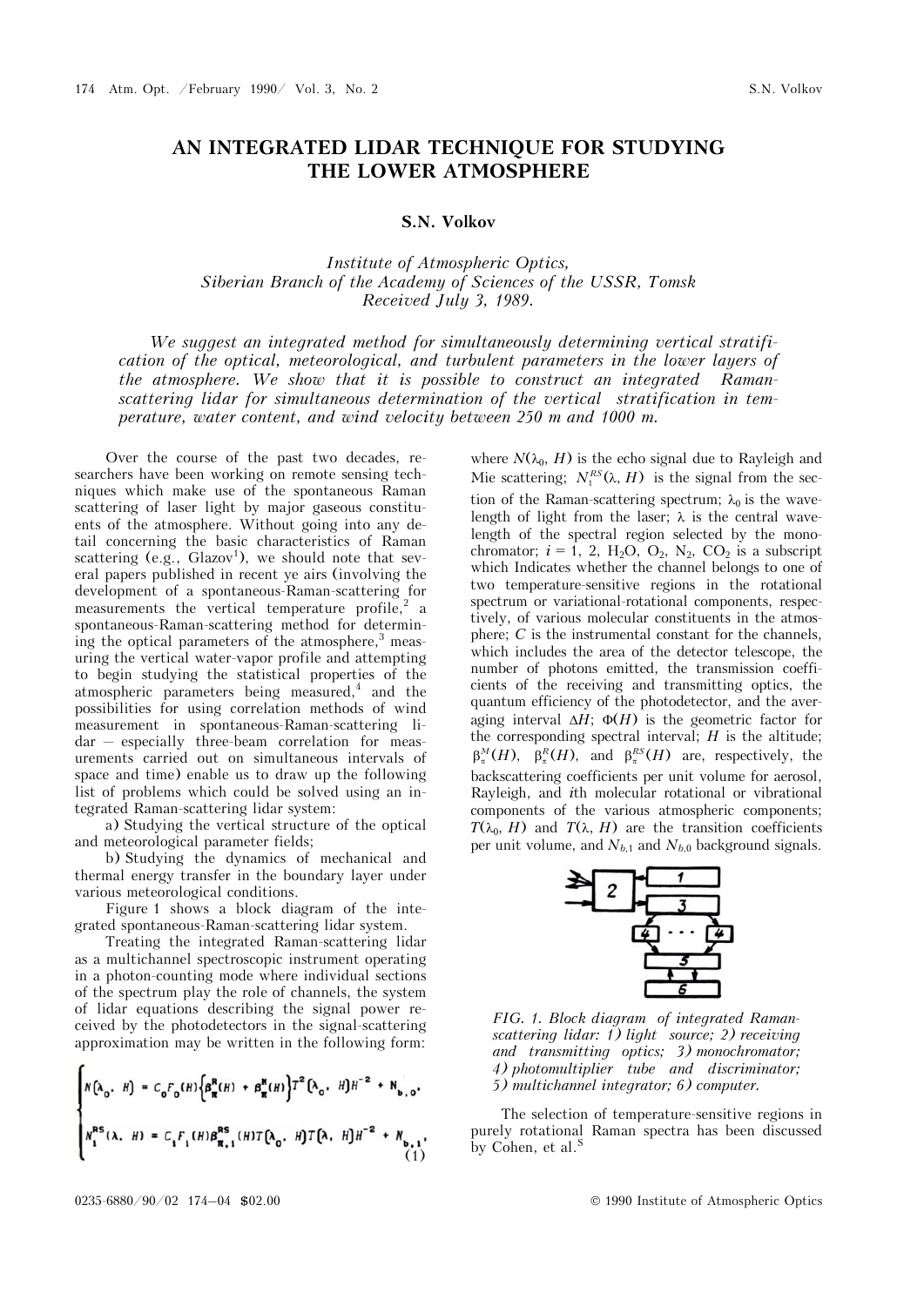# AN INTEGRATED LIDAR TECHNIQUE FOR STUDYING THE LOWER ATMOSPHERE

**S.N. Volkov**

*Institute of Atmospheric Optics,*
*Siberian Branch of the Academy of Sciences of the USSR, Tomsk*
*Received July 3, 1989.*

*We suggest an integrated method for simultaneously determining vertical stratification of the optical, meteorological, and turbulent parameters in the lower layers of the atmosphere. We show that it is possible to construct an integrated Raman-scattering lidar for simultaneous determination of the vertical stratification in temperature, water content, and wind velocity between 250 m and 1000 m.*

Over the course of the past two decades, researchers have been working on remote sensing techniques which make use of the spontaneous Raman scattering of laser light by major gaseous constituents of the atmosphere. Without going into any detail concerning the basic characteristics of Raman scattering (e.g., Glazov[1]), we should note that several papers published in recent ye airs (involving the development of a spontaneous-Raman-scattering for measurements the vertical temperature profile,[2] a spontaneous-Raman-scattering method for determining the optical parameters of the atmosphere,[3] measuring the vertical water-vapor profile and attempting to begin studying the statistical properties of the atmospheric parameters being measured,[4] and the possibilities for using correlation methods of wind measurement in spontaneous-Raman-scattering lidar – especially three-beam correlation for measurements carried out on simultaneous intervals of space and time) enable us to draw up the following list of problems which could be solved using an integrated Raman-scattering lidar system:

a) Studying the vertical structure of the optical and meteorological parameter fields;

b) Studying the dynamics of mechanical and thermal energy transfer in the boundary layer under various meteorological conditions.

Figure 1 shows a block diagram of the integrated spontaneous-Raman-scattering lidar system.

Treating the integrated Raman-scattering lidar as a multichannel spectroscopic instrument operating in a photon-counting mode where individual sections of the spectrum play the role of channels, the system of lidar equations describing the signal power received by the photodetectors in the signal-scattering approximation may be written in the following form:

$$\begin{cases} N(\lambda_0,\ H) = C_0 F_0(H)\left\{\beta_\pi^R(H) + \beta_\pi^M(H)\right\} T^2(\lambda_0,\ H) H^{-2} + N_{b,0}, \\ N_1^{RS}(\lambda,\ H) = C_1 F_1(H) \beta_{\pi,1}^{RS}(H) T(\lambda_0,\ H) T(\lambda,\ H) H^{-2} + N_{b,1}, \end{cases} \tag{1}$$

where $N(\lambda_0, H)$ is the echo signal due to Rayleigh and Mie scattering; $N_1^{RS}(\lambda, H)$ is the signal from the section of the Raman-scattering spectrum; $\lambda_0$ is the wavelength of light from the laser; $\lambda$ is the central wavelength of the spectral region selected by the monochromator; $i$ = 1, 2, $H_2O$, $O_2$, $N_2$, $CO_2$ is a subscript which Indicates whether the channel belongs to one of two temperature-sensitive regions in the rotational spectrum or variational-rotational components, respectively, of various molecular constituents in the atmosphere; $C$ is the instrumental constant for the channels, which includes the area of the detector telescope, the number of photons emitted, the transmission coefficients of the receiving and transmitting optics, the quantum efficiency of the photodetector, and the averaging interval $\Delta H$; $\Phi(H)$ is the geometric factor for the corresponding spectral interval; $H$ is the altitude; $\beta_\pi^M(H)$, $\beta_\pi^R(H)$, and $\beta_\pi^{RS}(H)$ are, respectively, the backscattering coefficients per unit volume for aerosol, Rayleigh, and $i$th molecular rotational or vibrational components of the various atmospheric components; $T(\lambda_0, H)$ and $T(\lambda, H)$ are the transition coefficients per unit volume, and $N_{b,1}$ and $N_{b,0}$ background signals.

*FIG. 1. Block diagram of integrated Raman-scattering lidar: 1) light source; 2) receiving and transmitting optics; 3) monochromator; 4) photomultiplier tube and discriminator; 5) multichannel integrator; 6) computer.*

The selection of temperature-sensitive regions in purely rotational Raman spectra has been discussed by Cohen, et al.[5]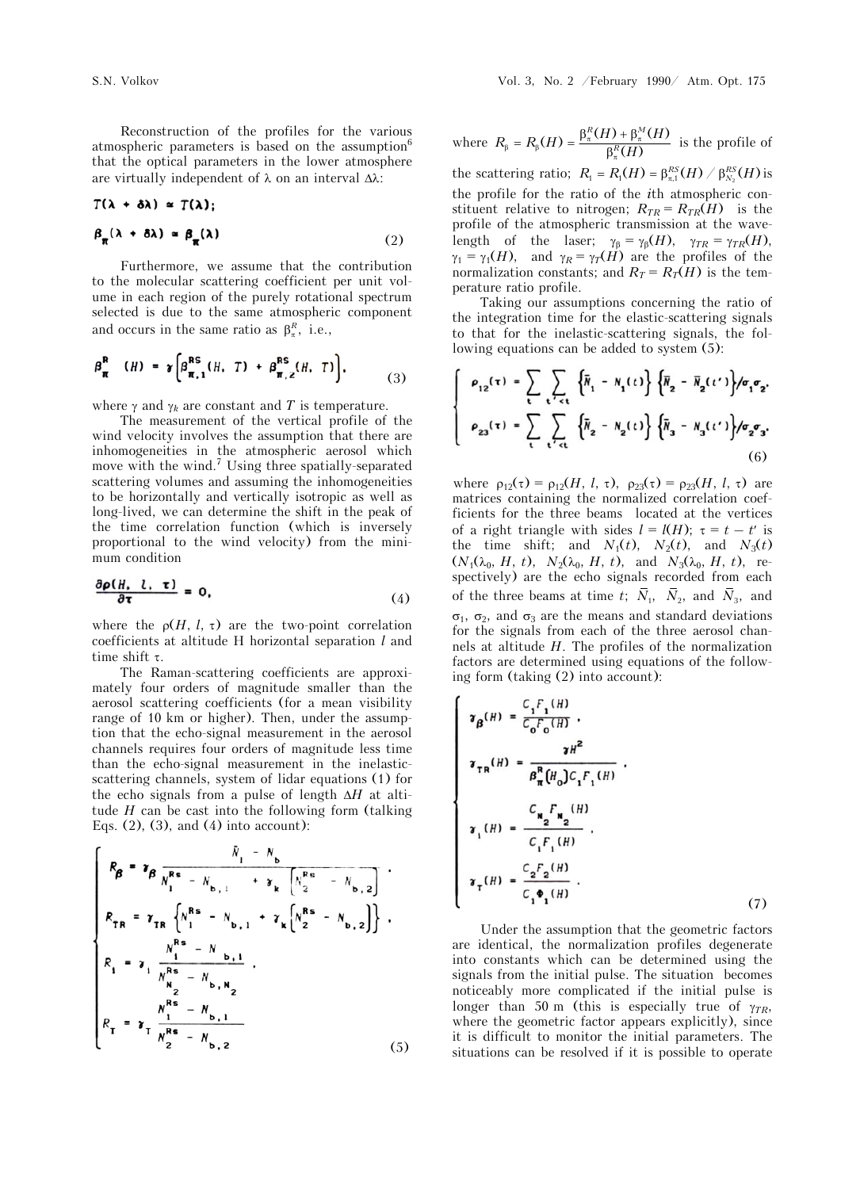Reconstruction of the profiles for the various atmospheric parameters is based on the assumption[6] that the optical parameters in the lower atmosphere are virtually independent of $\lambda$ on an interval $\Delta\lambda$:

$$T(\lambda + \delta\lambda) \simeq T(\lambda);$$

$$\beta_\pi(\lambda + \delta\lambda) \simeq \beta_\pi(\lambda) \tag{2}$$

Furthermore, we assume that the contribution to the molecular scattering coefficient per unit volume in each region of the purely rotational spectrum selected is due to the same atmospheric component and occurs in the same ratio as $\beta_\pi^R$, i.e.,

$$\beta_\pi^R(H) = \gamma\left[\beta_{\pi,1}^{RS}(H,\,T) + \beta_{\pi,2}^{RS}(H,\,T)\right], \tag{3}$$

where $\gamma$ and $\gamma_k$ are constant and $T$ is temperature.

The measurement of the vertical profile of the wind velocity involves the assumption that there are inhomogeneities in the atmospheric aerosol which move with the wind.[7] Using three spatially-separated scattering volumes and assuming the inhomogeneities to be horizontally and vertically isotropic as well as long-lived, we can determine the shift in the peak of the time correlation function (which is inversely proportional to the wind velocity) from the minimum condition

$$\frac{\partial \rho(H,\,l,\,\tau)}{\partial \tau} = 0, \tag{4}$$

where the $\rho(H, l, \tau)$ are the two-point correlation coefficients at altitude H horizontal separation $l$ and time shift $\tau$.

The Raman-scattering coefficients are approximately four orders of magnitude smaller than the aerosol scattering coefficients (for a mean visibility range of 10 km or higher). Then, under the assumption that the echo-signal measurement in the aerosol channels requires four orders of magnitude less time than the echo-signal measurement in the inelastic-scattering channels, system of lidar equations (1) for the echo signals from a pulse of length $\Delta H$ at altitude $H$ can be cast into the following form (talking Eqs. (2), (3), and (4) into account):

$$\begin{cases} R_\beta = \gamma_\beta \dfrac{\bar{N}_1 - N_b}{N_1^{Rs} - N_{b,1} + \gamma_k\left[N_2^{Rs} - N_{b,2}\right]}, \\ R_{TR} = \gamma_{TR}\left\{N_1^{Rs} - N_{b,1} + \gamma_k\left[N_2^{Rs} - N_{b,2}\right]\right\}, \\ R_1 = \gamma_1 \dfrac{N_1^{Rs} - N_{b,1}}{N_{N_2}^{Rs} - N_{b,N_2}}, \\ R_T = \gamma_T \dfrac{N_1^{Rs} - N_{b,1}}{N_2^{Rs} - N_{b,2}} \end{cases} \tag{5}$$

where $R_\beta = R_\beta(H) = \dfrac{\beta_\pi^R(H) + \beta_\pi^M(H)}{\beta_\pi^R(H)}$ is the profile of the scattering ratio; $R_1 = R_1(H) = \beta_{\pi,1}^{RS}(H) / \beta_{N_2}^{RS}(H)$ is the profile for the ratio of the *i*th atmospheric constituent relative to nitrogen; $R_{TR} = R_{TR}(H)$ is the profile of the atmospheric transmission at the wavelength of the laser; $\gamma_\beta = \gamma_\beta(H)$, $\gamma_{TR} = \gamma_{TR}(H)$, $\gamma_1 = \gamma_1(H)$, and $\gamma_R = \gamma_T(H)$ are the profiles of the normalization constants; and $R_T = R_T(H)$ is the temperature ratio profile.

Taking our assumptions concerning the ratio of the integration time for the elastic-scattering signals to that for the inelastic-scattering signals, the following equations can be added to system (5):

$$\begin{cases} \rho_{12}(\tau) = \displaystyle\sum_t \sum_{t'<t} \left\{\bar{N}_1 - N_1(t)\right\}\left\{\bar{N}_2 - \bar{N}_2(t')\right\}/\sigma_1\sigma_2, \\ \rho_{23}(\tau) = \displaystyle\sum_t \sum_{t'<t} \left\{\bar{N}_2 - N_2(t)\right\}\left\{\bar{N}_3 - N_3(t')\right\}/\sigma_2\sigma_3, \end{cases} \tag{6}$$

where $\rho_{12}(\tau) = \rho_{12}(H, l, \tau)$, $\rho_{23}(\tau) = \rho_{23}(H, l, \tau)$ are matrices containing the normalized correlation coefficients for the three beams located at the vertices of a right triangle with sides $l = l(H)$; $\tau = t - t'$ is the time shift; and $N_1(t)$, $N_2(t)$, and $N_3(t)$ ($N_1(\lambda_0, H, t)$, $N_2(\lambda_0, H, t)$, and $N_3(\lambda_0, H, t)$, respectively) are the echo signals recorded from each of the three beams at time $t$; $\bar{N}_1$, $\bar{N}_2$, and $\bar{N}_3$, and $\sigma_1$, $\sigma_2$, and $\sigma_3$ are the means and standard deviations for the signals from each of the three aerosol channels at altitude $H$. The profiles of the normalization factors are determined using equations of the following form (taking (2) into account):

$$\begin{cases} \gamma_\beta(H) = \dfrac{C_1F_1(H)}{C_0F_0(H)}, \\ \gamma_{TR}(H) = \dfrac{\gamma H^2}{\beta_\pi^R(H_0)C_1F_1(H)}, \\ \gamma_1(H) = \dfrac{C_{N_2}F_{N_2}(H)}{C_1F_1(H)}, \\ \gamma_T(H) = \dfrac{C_2F_2(H)}{C_1\Phi_1(H)}. \end{cases} \tag{7}$$

Under the assumption that the geometric factors are identical, the normalization profiles degenerate into constants which can be determined using the signals from the initial pulse. The situation becomes noticeably more complicated if the initial pulse is longer than 50 m (this is especially true of $\gamma_{TR}$, where the geometric factor appears explicitly), since it is difficult to monitor the initial parameters. The situations can be resolved if it is possible to operate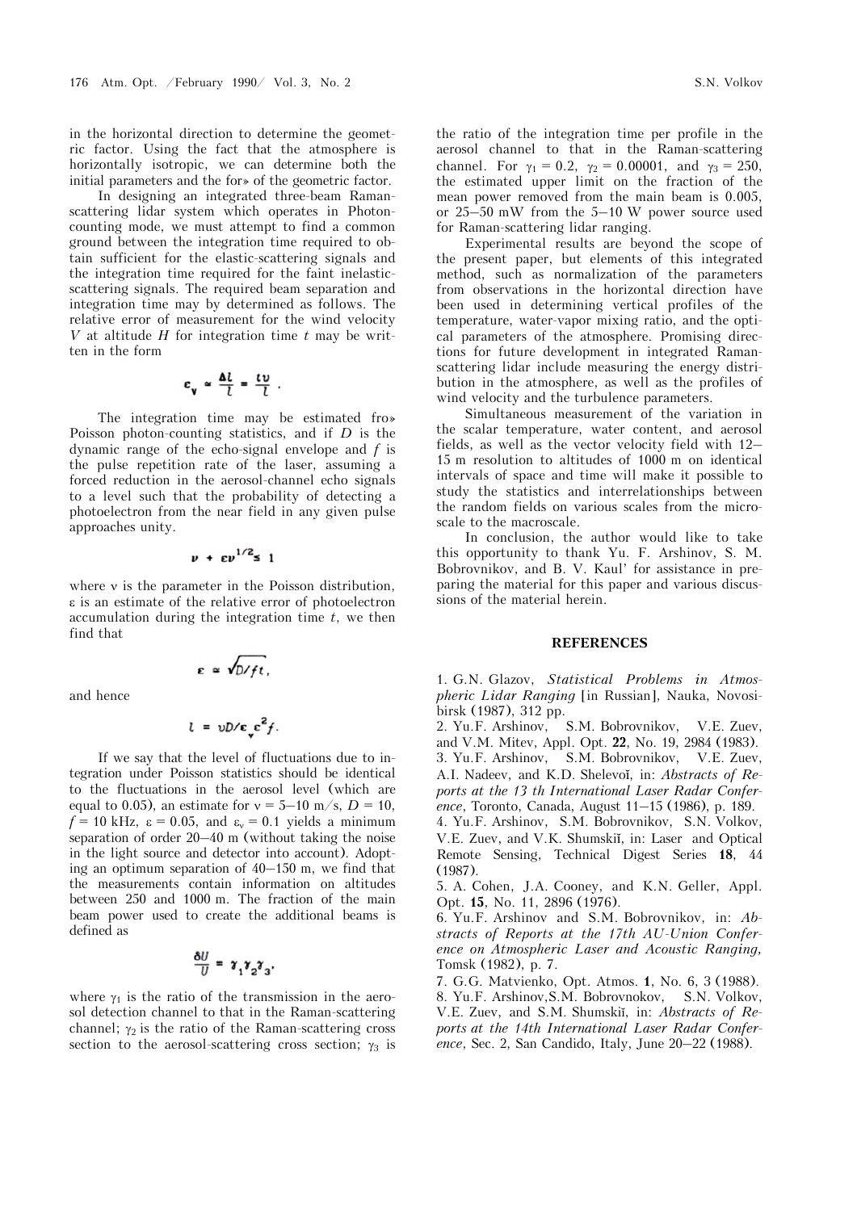in the horizontal direction to determine the geometric factor. Using the fact that the atmosphere is horizontally isotropic, we can determine both the initial parameters and the for» of the geometric factor.

In designing an integrated three-beam Raman-scattering lidar system which operates in Photon-counting mode, we must attempt to find a common ground between the integration time required to obtain sufficient for the elastic-scattering signals and the integration time required for the faint inelastic-scattering signals. The required beam separation and integration time may by determined as follows. The relative error of measurement for the wind velocity $V$ at altitude $H$ for integration time $t$ may be written in the form

$$\varepsilon_v \simeq \frac{\Delta l}{l} = \frac{tv}{l} .$$

The integration time may be estimated fro» Poisson photon-counting statistics, and if $D$ is the dynamic range of the echo-signal envelope and $f$ is the pulse repetition rate of the laser, assuming a forced reduction in the aerosol-channel echo signals to a level such that the probability of detecting a photoelectron from the near field in any given pulse approaches unity.

$$\nu + \varepsilon \nu^{1/2} \leq 1$$

where $\nu$ is the parameter in the Poisson distribution, $\varepsilon$ is an estimate of the relative error of photoelectron accumulation during the integration time $t$, we then find that

$$\varepsilon \simeq \sqrt{D/ft},$$

and hence

$$l = vD/\varepsilon_v \varepsilon^2 f.$$

If we say that the level of fluctuations due to integration under Poisson statistics should be identical to the fluctuations in the aerosol level (which are equal to 0.05), an estimate for $v$ = 5–10 m/s, $D$ = 10, $f$ = 10 kHz, $\varepsilon$ = 0.05, and $\varepsilon_v$ = 0.1 yields a minimum separation of order 20–40 m (without taking the noise in the light source and detector into account). Adopting an optimum separation of 40–150 m, we find that the measurements contain information on altitudes between 250 and 1000 m. The fraction of the main beam power used to create the additional beams is defined as

$$\frac{\delta U}{U} = \gamma_1 \gamma_2 \gamma_3,$$

where $\gamma_1$ is the ratio of the transmission in the aerosol detection channel to that in the Raman-scattering channel; $\gamma_2$ is the ratio of the Raman-scattering cross section to the aerosol-scattering cross section; $\gamma_3$ is the ratio of the integration time per profile in the aerosol channel to that in the Raman-scattering channel. For $\gamma_1$ = 0.2, $\gamma_2$ = 0.00001, and $\gamma_3$ = 250, the estimated upper limit on the fraction of the mean power removed from the main beam is 0.005, or 25–50 mW from the 5–10 W power source used for Raman-scattering lidar ranging.

Experimental results are beyond the scope of the present paper, but elements of this integrated method, such as normalization of the parameters from observations in the horizontal direction have been used in determining vertical profiles of the temperature, water-vapor mixing ratio, and the optical parameters of the atmosphere. Promising directions for future development in integrated Raman-scattering lidar include measuring the energy distribution in the atmosphere, as well as the profiles of wind velocity and the turbulence parameters.

Simultaneous measurement of the variation in the scalar temperature, water content, and aerosol fields, as well as the vector velocity field with 12–15 m resolution to altitudes of 1000 m on identical intervals of space and time will make it possible to study the statistics and interrelationships between the random fields on various scales from the microscale to the macroscale.

In conclusion, the author would like to take this opportunity to thank Yu. F. Arshinov, S. M. Bobrovnikov, and B. V. Kaul' for assistance in preparing the material for this paper and various discussions of the material herein.

## REFERENCES

1. G.N. Glazov, *Statistical Problems in Atmospheric Lidar Ranging* [in Russian], Nauka, Novosibirsk (1987), 312 pp.
2. Yu.F. Arshinov, S.M. Bobrovnikov, V.E. Zuev, and V.M. Mitev, Appl. Opt. **22**, No. 19, 2984 (1983).
3. Yu.F. Arshinov, S.M. Bobrovnikov, V.E. Zuev, A.I. Nadeev, and K.D. Shelevoĭ, in: *Abstracts of Reports at the 13 th International Laser Radar Conference*, Toronto, Canada, August 11–15 (1986), p. 189.
4. Yu.F. Arshinov, S.M. Bobrovnikov, S.N. Volkov, V.E. Zuev, and V.K. Shumskiĭ, in: Laser and Optical Remote Sensing, Technical Digest Series **18**, 44 (1987).
5. A. Cohen, J.A. Cooney, and K.N. Geller, Appl. Opt. **15**, No. 11, 2896 (1976).
6. Yu.F. Arshinov and S.M. Bobrovnikov, in: *Abstracts of Reports at the 17th AU-Union Conference on Atmospheric Laser and Acoustic Ranging,* Tomsk (1982), p. 7.
7. G.G. Matvienko, Opt. Atmos. **1**, No. 6, 3 (1988).
8. Yu.F. Arshinov,S.M. Bobrovnokov, S.N. Volkov, V.E. Zuev, and S.M. Shumskiĭ, in: *Abstracts of Reports at the 14th International Laser Radar Conference*, Sec. 2, San Candido, Italy, June 20–22 (1988).